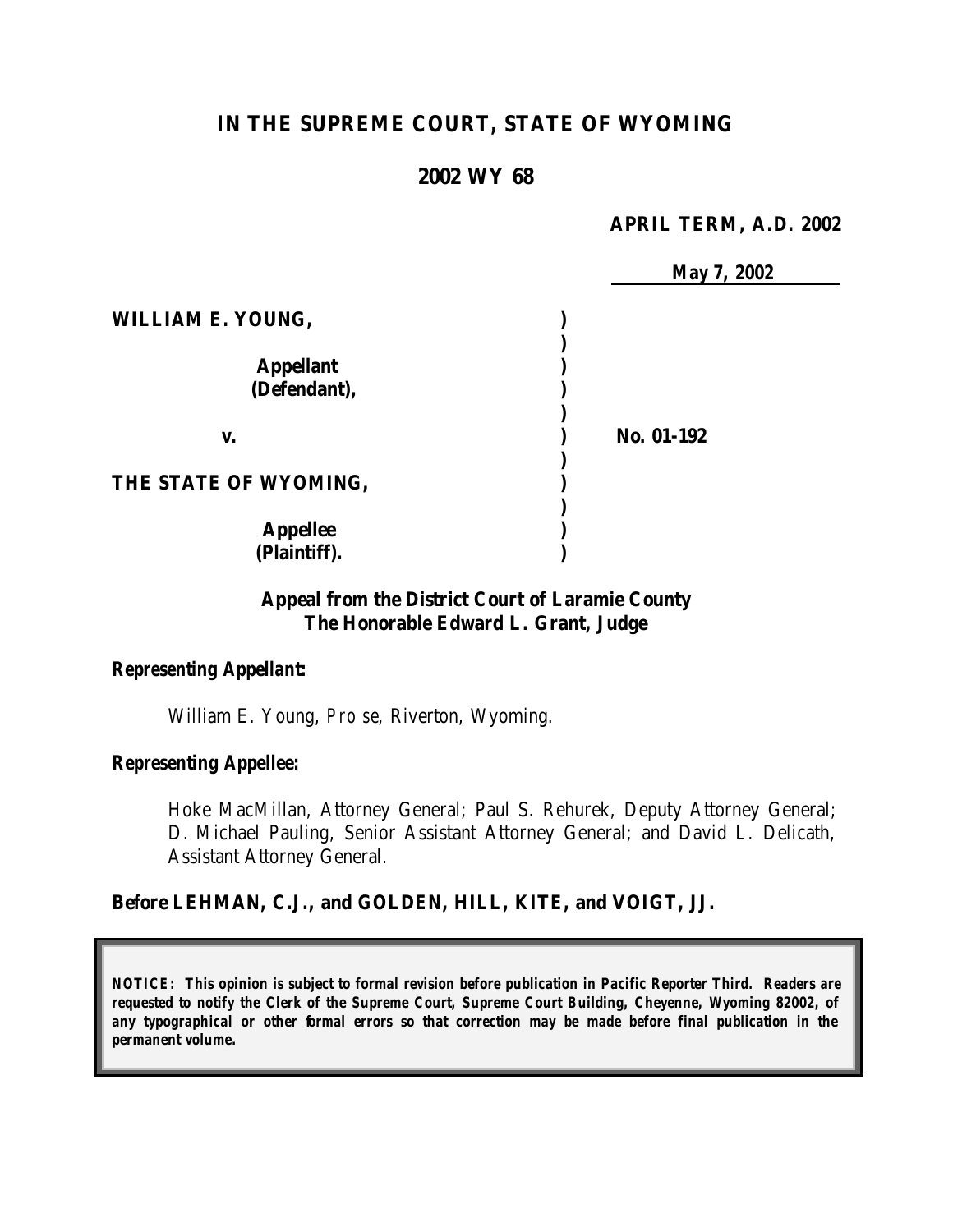# IN THE SUPREME COURT, STATE OF WYOMING

## 2002 WY 68

**APRIL TERM, A.D. 2002**

**May 7, 2002**

| | | |
|---|---|---|
| **WILLIAM E. YOUNG,** | ) | |
| | ) | |
| **Appellant** | ) | |
| **(Defendant),** | ) | |
| | ) | |
| **v.** | ) | **No. 01-192** |
| | ) | |
| **THE STATE OF WYOMING,** | ) | |
| | ) | |
| **Appellee** | ) | |
| **(Plaintiff).** | ) | |

**Appeal from the District Court of Laramie County**
**The Honorable Edward L. Grant, Judge**

***Representing Appellant:***

William E. Young, *Pro se*, Riverton, Wyoming.

***Representing Appellee:***

Hoke MacMillan, Attorney General; Paul S. Rehurek, Deputy Attorney General; D. Michael Pauling, Senior Assistant Attorney General; and David L. Delicath, Assistant Attorney General.

**Before LEHMAN, C.J., and GOLDEN, HILL, KITE, and VOIGT, JJ.**

***NOTICE: This opinion is subject to formal revision before publication in Pacific Reporter Third. Readers are requested to notify the Clerk of the Supreme Court, Supreme Court Building, Cheyenne, Wyoming 82002, of any typographical or other formal errors so that correction may be made before final publication in the permanent volume.***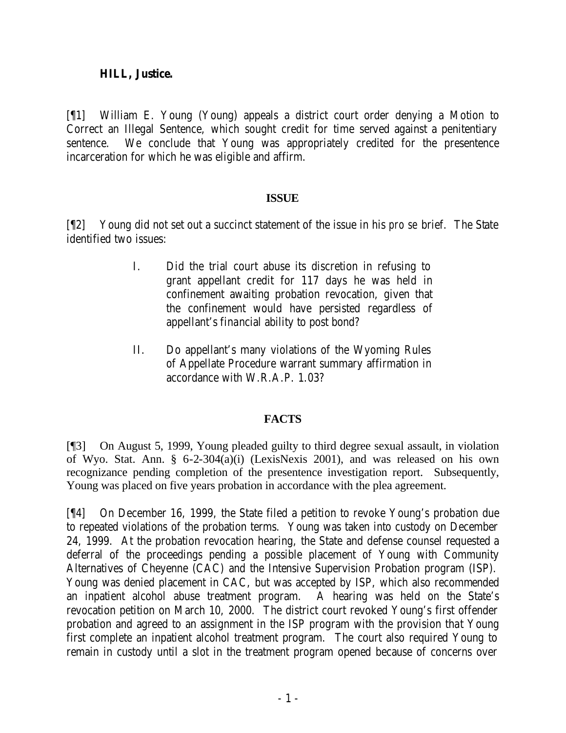**HILL, Justice.**

[¶1] William E. Young (Young) appeals a district court order denying a Motion to Correct an Illegal Sentence, which sought credit for time served against a penitentiary sentence. We conclude that Young was appropriately credited for the presentence incarceration for which he was eligible and affirm.

## ISSUE

[¶2] Young did not set out a succinct statement of the issue in his *pro se* brief. The State identified two issues:

> I. Did the trial court abuse its discretion in refusing to grant appellant credit for 117 days he was held in confinement awaiting probation revocation, given that the confinement would have persisted regardless of appellant's financial ability to post bond?
>
> II. Do appellant's many violations of the Wyoming Rules of Appellate Procedure warrant summary affirmation in accordance with W.R.A.P. 1.03?

## FACTS

[¶3] On August 5, 1999, Young pleaded guilty to third degree sexual assault, in violation of Wyo. Stat. Ann. § 6-2-304(a)(i) (LexisNexis 2001), and was released on his own recognizance pending completion of the presentence investigation report. Subsequently, Young was placed on five years probation in accordance with the plea agreement.

[¶4] On December 16, 1999, the State filed a petition to revoke Young's probation due to repeated violations of the probation terms. Young was taken into custody on December 24, 1999. At the probation revocation hearing, the State and defense counsel requested a deferral of the proceedings pending a possible placement of Young with Community Alternatives of Cheyenne (CAC) and the Intensive Supervision Probation program (ISP). Young was denied placement in CAC, but was accepted by ISP, which also recommended an inpatient alcohol abuse treatment program. A hearing was held on the State's revocation petition on March 10, 2000. The district court revoked Young's first offender probation and agreed to an assignment in the ISP program with the provision that Young first complete an inpatient alcohol treatment program. The court also required Young to remain in custody until a slot in the treatment program opened because of concerns over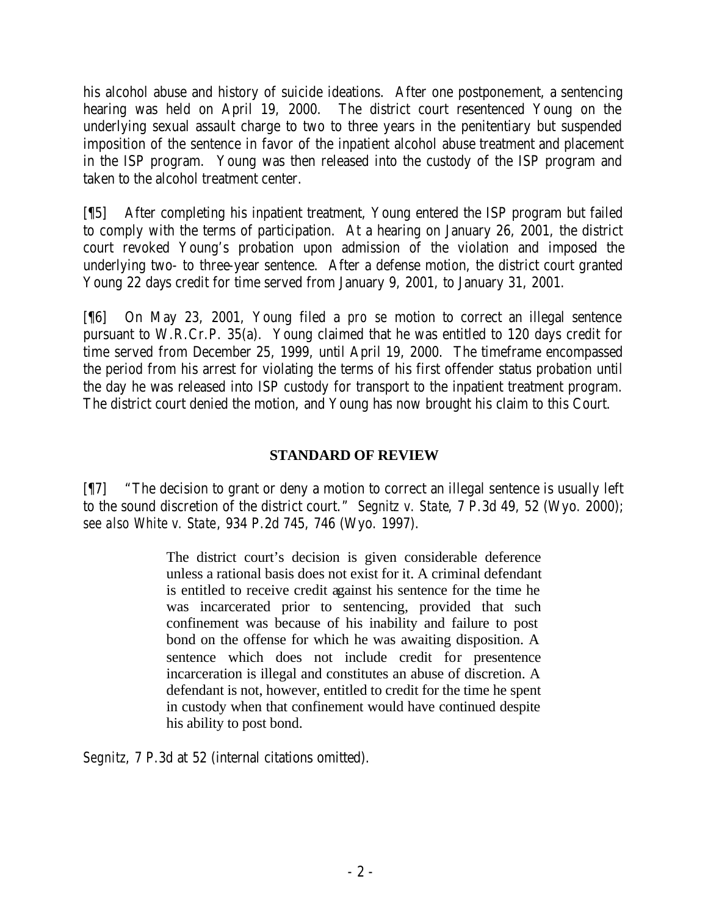his alcohol abuse and history of suicide ideations. After one postponement, a sentencing hearing was held on April 19, 2000. The district court resentenced Young on the underlying sexual assault charge to two to three years in the penitentiary but suspended imposition of the sentence in favor of the inpatient alcohol abuse treatment and placement in the ISP program. Young was then released into the custody of the ISP program and taken to the alcohol treatment center.

[¶5] After completing his inpatient treatment, Young entered the ISP program but failed to comply with the terms of participation. At a hearing on January 26, 2001, the district court revoked Young's probation upon admission of the violation and imposed the underlying two- to three-year sentence. After a defense motion, the district court granted Young 22 days credit for time served from January 9, 2001, to January 31, 2001.

[¶6] On May 23, 2001, Young filed a *pro se* motion to correct an illegal sentence pursuant to W.R.Cr.P. 35(a). Young claimed that he was entitled to 120 days credit for time served from December 25, 1999, until April 19, 2000. The timeframe encompassed the period from his arrest for violating the terms of his first offender status probation until the day he was released into ISP custody for transport to the inpatient treatment program. The district court denied the motion, and Young has now brought his claim to this Court.

## STANDARD OF REVIEW

[¶7] "The decision to grant or deny a motion to correct an illegal sentence is usually left to the sound discretion of the district court." *Segnitz v. State*, 7 P.3d 49, 52 (Wyo. 2000); *see also White v. State*, 934 P.2d 745, 746 (Wyo. 1997).

> The district court's decision is given considerable deference unless a rational basis does not exist for it. A criminal defendant is entitled to receive credit against his sentence for the time he was incarcerated prior to sentencing, provided that such confinement was because of his inability and failure to post bond on the offense for which he was awaiting disposition. A sentence which does not include credit for presentence incarceration is illegal and constitutes an abuse of discretion. A defendant is not, however, entitled to credit for the time he spent in custody when that confinement would have continued despite his ability to post bond.

*Segnitz*, 7 P.3d at 52 (internal citations omitted).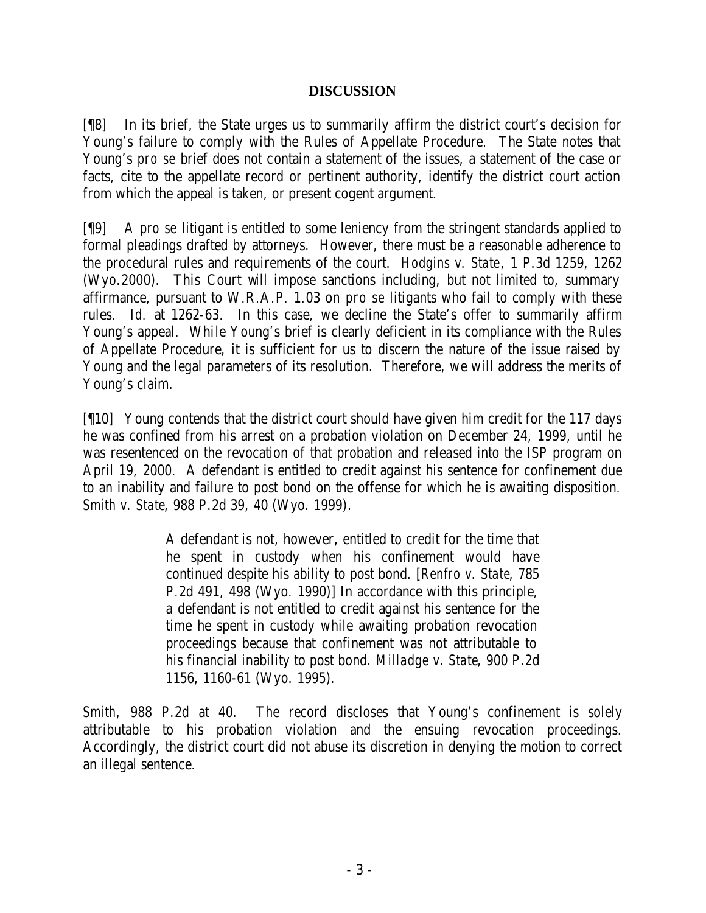## DISCUSSION

[¶8] In its brief, the State urges us to summarily affirm the district court's decision for Young's failure to comply with the Rules of Appellate Procedure. The State notes that Young's *pro se* brief does not contain a statement of the issues, a statement of the case or facts, cite to the appellate record or pertinent authority, identify the district court action from which the appeal is taken, or present cogent argument.

[¶9] A *pro se* litigant is entitled to some leniency from the stringent standards applied to formal pleadings drafted by attorneys. However, there must be a reasonable adherence to the procedural rules and requirements of the court. *Hodgins v. State*, 1 P.3d 1259, 1262 (Wyo.2000). This Court will impose sanctions including, but not limited to, summary affirmance, pursuant to W.R.A.P. 1.03 on *pro se* litigants who fail to comply with these rules. *Id.* at 1262-63. In this case, we decline the State's offer to summarily affirm Young's appeal. While Young's brief is clearly deficient in its compliance with the Rules of Appellate Procedure, it is sufficient for us to discern the nature of the issue raised by Young and the legal parameters of its resolution. Therefore, we will address the merits of Young's claim.

[¶10] Young contends that the district court should have given him credit for the 117 days he was confined from his arrest on a probation violation on December 24, 1999, until he was resentenced on the revocation of that probation and released into the ISP program on April 19, 2000. A defendant is entitled to credit against his sentence for confinement due to an inability and failure to post bond on the offense for which he is awaiting disposition. *Smith v. State*, 988 P.2d 39, 40 (Wyo. 1999).

> A defendant is not, however, entitled to credit for the time that he spent in custody when his confinement would have continued despite his ability to post bond. [*Renfro v. State*, 785 P.2d 491, 498 (Wyo. 1990)] In accordance with this principle, a defendant is not entitled to credit against his sentence for the time he spent in custody while awaiting probation revocation proceedings because that confinement was not attributable to his financial inability to post bond. *Milladge v. State*, 900 P.2d 1156, 1160-61 (Wyo. 1995).

*Smith,* 988 P.2d at 40. The record discloses that Young's confinement is solely attributable to his probation violation and the ensuing revocation proceedings. Accordingly, the district court did not abuse its discretion in denying the motion to correct an illegal sentence.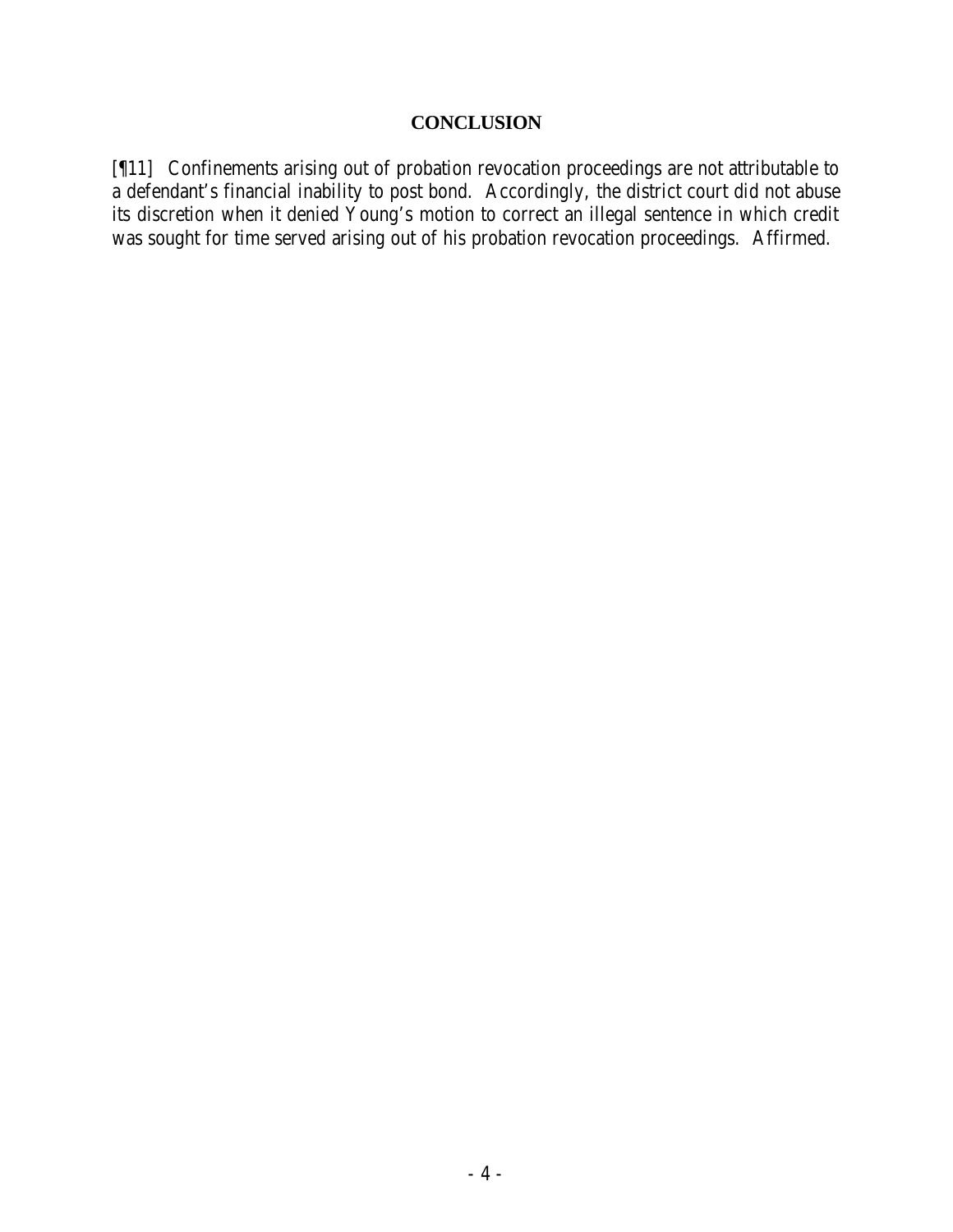## CONCLUSION

[¶11] Confinements arising out of probation revocation proceedings are not attributable to a defendant's financial inability to post bond. Accordingly, the district court did not abuse its discretion when it denied Young's motion to correct an illegal sentence in which credit was sought for time served arising out of his probation revocation proceedings. Affirmed.